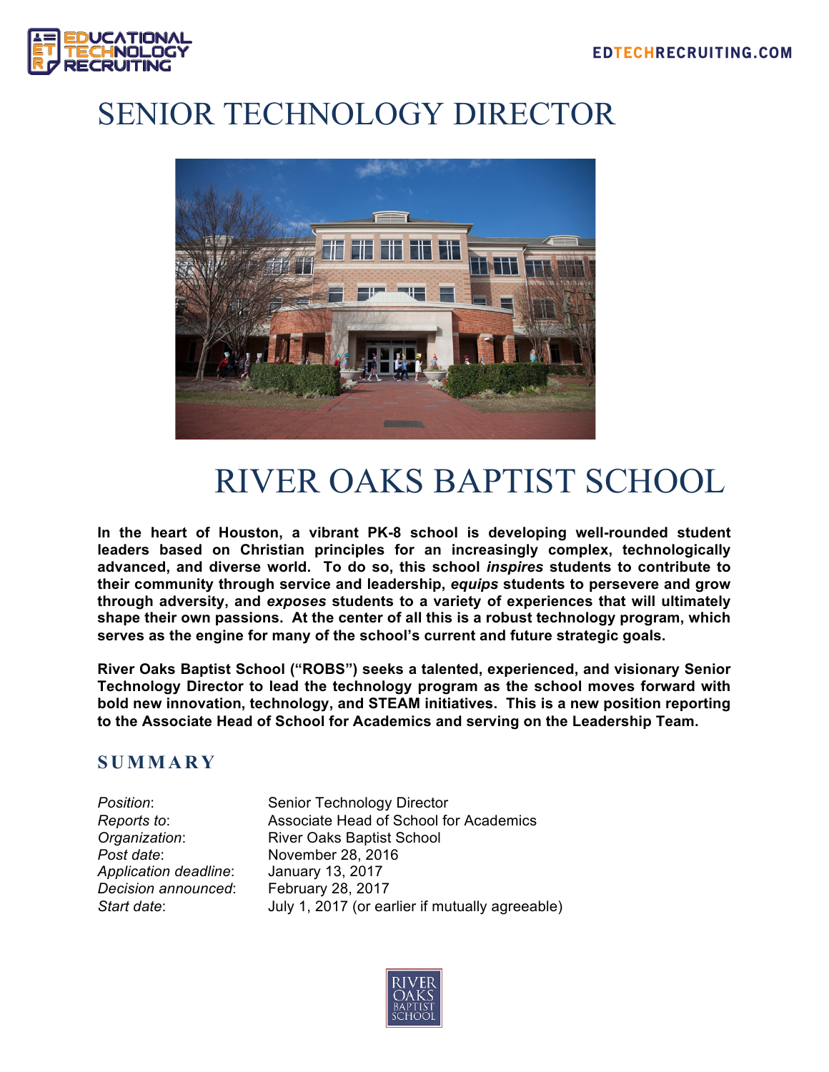# SENIOR TECHNOLOGY DIRECTOR

# RIVER OAKS BAPTIST SCHOOL

**In the heart of Houston, a vibrant PK-8 school is developing well-rounded student leaders based on Christian principles for an increasingly complex, technologically advanced, and diverse world. To do so, this school *inspires* students to contribute to their community through service and leadership, *equips* students to persevere and grow through adversity, and *exposes* students to a variety of experiences that will ultimately shape their own passions. At the center of all this is a robust technology program, which serves as the engine for many of the school's current and future strategic goals.**

**River Oaks Baptist School ("ROBS") seeks a talented, experienced, and visionary Senior Technology Director to lead the technology program as the school moves forward with bold new innovation, technology, and STEAM initiatives. This is a new position reporting to the Associate Head of School for Academics and serving on the Leadership Team.**

## SUMMARY

| | |
|---|---|
| *Position*: | Senior Technology Director |
| *Reports to*: | Associate Head of School for Academics |
| *Organization*: | River Oaks Baptist School |
| *Post date*: | November 28, 2016 |
| *Application deadline*: | January 13, 2017 |
| *Decision announced*: | February 28, 2017 |
| *Start date*: | July 1, 2017 (or earlier if mutually agreeable) |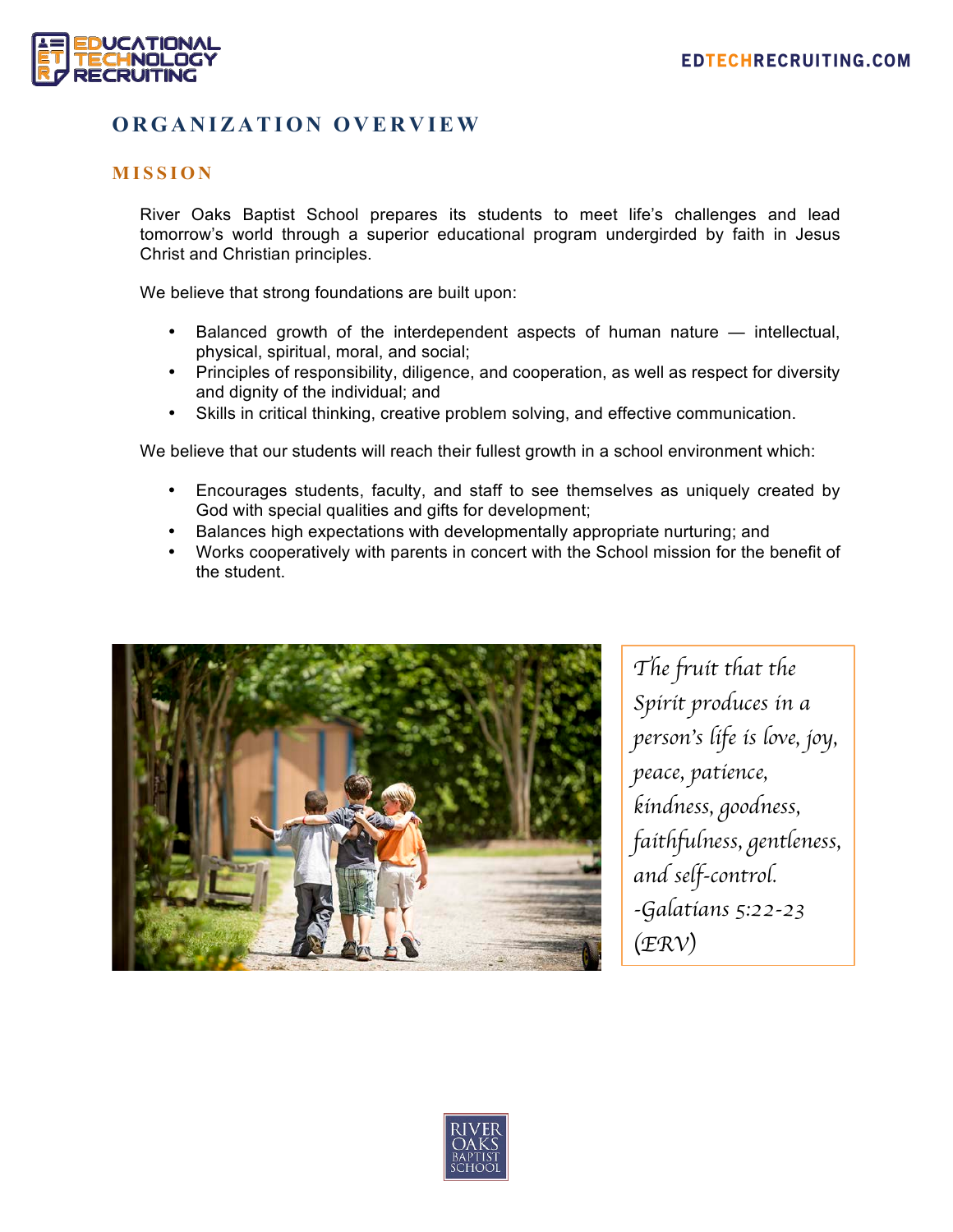## ORGANIZATION OVERVIEW

### MISSION

River Oaks Baptist School prepares its students to meet life's challenges and lead tomorrow's world through a superior educational program undergirded by faith in Jesus Christ and Christian principles.

We believe that strong foundations are built upon:

- Balanced growth of the interdependent aspects of human nature — intellectual, physical, spiritual, moral, and social;
- Principles of responsibility, diligence, and cooperation, as well as respect for diversity and dignity of the individual; and
- Skills in critical thinking, creative problem solving, and effective communication.

We believe that our students will reach their fullest growth in a school environment which:

- Encourages students, faculty, and staff to see themselves as uniquely created by God with special qualities and gifts for development;
- Balances high expectations with developmentally appropriate nurturing; and
- Works cooperatively with parents in concert with the School mission for the benefit of the student.

*The fruit that the Spirit produces in a person's life is love, joy, peace, patience, kindness, goodness, faithfulness, gentleness, and self-control.*
*-Galatians 5:22-23 (ERV)*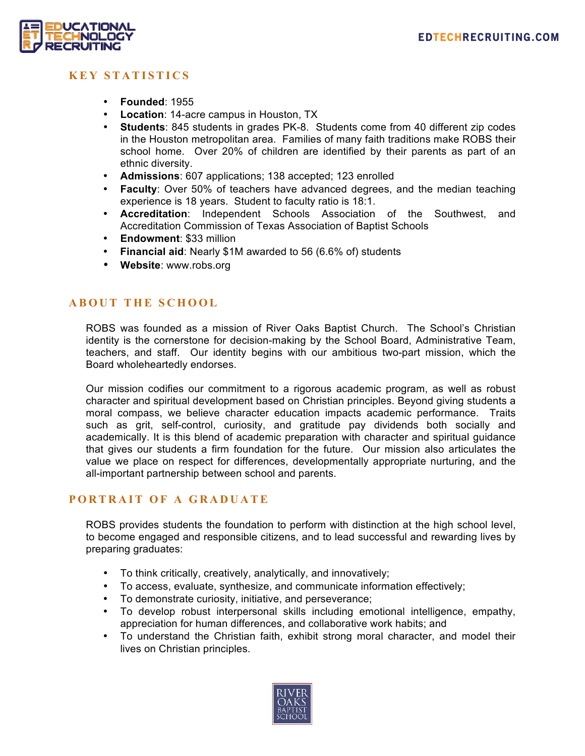## KEY STATISTICS

- **Founded**: 1955
- **Location**: 14-acre campus in Houston, TX
- **Students**: 845 students in grades PK-8. Students come from 40 different zip codes in the Houston metropolitan area. Families of many faith traditions make ROBS their school home. Over 20% of children are identified by their parents as part of an ethnic diversity.
- **Admissions**: 607 applications; 138 accepted; 123 enrolled
- **Faculty**: Over 50% of teachers have advanced degrees, and the median teaching experience is 18 years. Student to faculty ratio is 18:1.
- **Accreditation**: Independent Schools Association of the Southwest, and Accreditation Commission of Texas Association of Baptist Schools
- **Endowment**: $33 million
- **Financial aid**: Nearly $1M awarded to 56 (6.6% of) students
- **Website**: www.robs.org

## ABOUT THE SCHOOL

ROBS was founded as a mission of River Oaks Baptist Church. The School's Christian identity is the cornerstone for decision-making by the School Board, Administrative Team, teachers, and staff. Our identity begins with our ambitious two-part mission, which the Board wholeheartedly endorses.

Our mission codifies our commitment to a rigorous academic program, as well as robust character and spiritual development based on Christian principles. Beyond giving students a moral compass, we believe character education impacts academic performance. Traits such as grit, self-control, curiosity, and gratitude pay dividends both socially and academically. It is this blend of academic preparation with character and spiritual guidance that gives our students a firm foundation for the future. Our mission also articulates the value we place on respect for differences, developmentally appropriate nurturing, and the all-important partnership between school and parents.

## PORTRAIT OF A GRADUATE

ROBS provides students the foundation to perform with distinction at the high school level, to become engaged and responsible citizens, and to lead successful and rewarding lives by preparing graduates:

- To think critically, creatively, analytically, and innovatively;
- To access, evaluate, synthesize, and communicate information effectively;
- To demonstrate curiosity, initiative, and perseverance;
- To develop robust interpersonal skills including emotional intelligence, empathy, appreciation for human differences, and collaborative work habits; and
- To understand the Christian faith, exhibit strong moral character, and model their lives on Christian principles.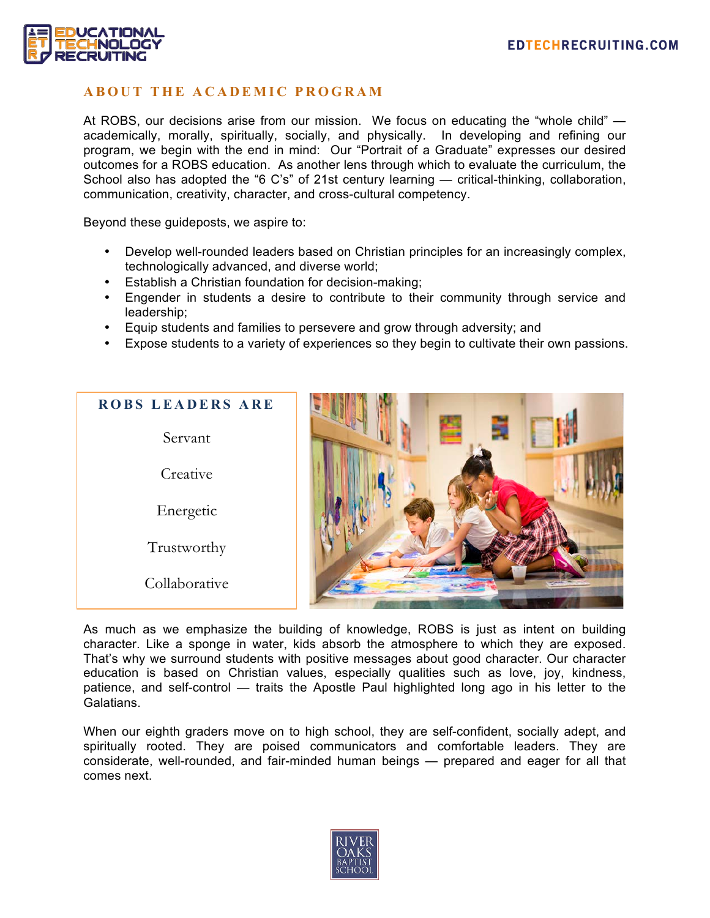## ABOUT THE ACADEMIC PROGRAM

At ROBS, our decisions arise from our mission. We focus on educating the "whole child" — academically, morally, spiritually, socially, and physically. In developing and refining our program, we begin with the end in mind: Our "Portrait of a Graduate" expresses our desired outcomes for a ROBS education. As another lens through which to evaluate the curriculum, the School also has adopted the "6 C's" of 21st century learning — critical-thinking, collaboration, communication, creativity, character, and cross-cultural competency.

Beyond these guideposts, we aspire to:

- Develop well-rounded leaders based on Christian principles for an increasingly complex, technologically advanced, and diverse world;
- Establish a Christian foundation for decision-making;
- Engender in students a desire to contribute to their community through service and leadership;
- Equip students and families to persevere and grow through adversity; and
- Expose students to a variety of experiences so they begin to cultivate their own passions.

### ROBS LEADERS ARE

Servant

Creative

Energetic

Trustworthy

Collaborative

As much as we emphasize the building of knowledge, ROBS is just as intent on building character. Like a sponge in water, kids absorb the atmosphere to which they are exposed. That's why we surround students with positive messages about good character. Our character education is based on Christian values, especially qualities such as love, joy, kindness, patience, and self-control — traits the Apostle Paul highlighted long ago in his letter to the Galatians.

When our eighth graders move on to high school, they are self-confident, socially adept, and spiritually rooted. They are poised communicators and comfortable leaders. They are considerate, well-rounded, and fair-minded human beings — prepared and eager for all that comes next.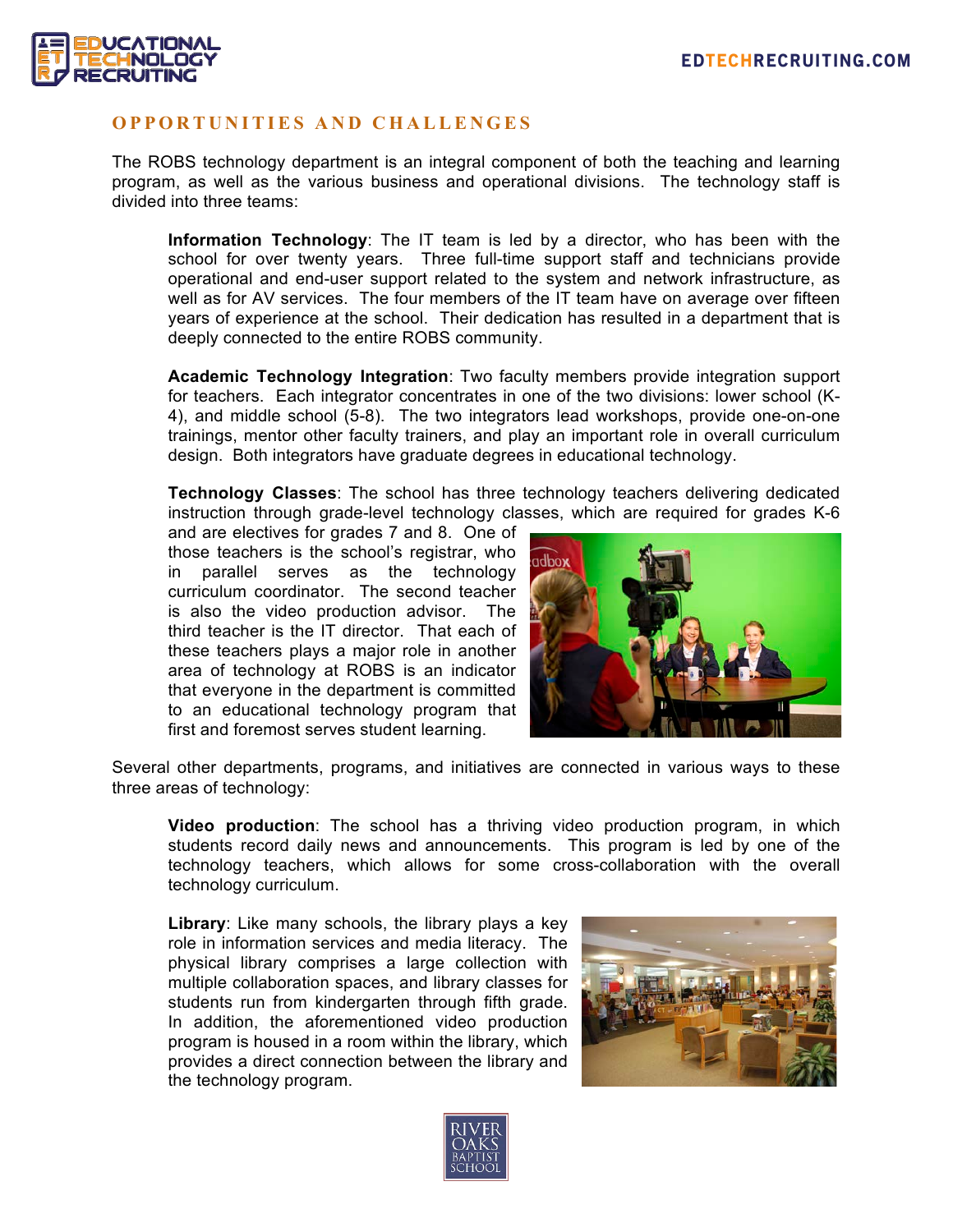## OPPORTUNITIES AND CHALLENGES

The ROBS technology department is an integral component of both the teaching and learning program, as well as the various business and operational divisions. The technology staff is divided into three teams:

**Information Technology**: The IT team is led by a director, who has been with the school for over twenty years. Three full-time support staff and technicians provide operational and end-user support related to the system and network infrastructure, as well as for AV services. The four members of the IT team have on average over fifteen years of experience at the school. Their dedication has resulted in a department that is deeply connected to the entire ROBS community.

**Academic Technology Integration**: Two faculty members provide integration support for teachers. Each integrator concentrates in one of the two divisions: lower school (K-4), and middle school (5-8). The two integrators lead workshops, provide one-on-one trainings, mentor other faculty trainers, and play an important role in overall curriculum design. Both integrators have graduate degrees in educational technology.

**Technology Classes**: The school has three technology teachers delivering dedicated instruction through grade-level technology classes, which are required for grades K-6 and are electives for grades 7 and 8. One of those teachers is the school's registrar, who in parallel serves as the technology curriculum coordinator. The second teacher is also the video production advisor. The third teacher is the IT director. That each of these teachers plays a major role in another area of technology at ROBS is an indicator that everyone in the department is committed to an educational technology program that first and foremost serves student learning.

Several other departments, programs, and initiatives are connected in various ways to these three areas of technology:

**Video production**: The school has a thriving video production program, in which students record daily news and announcements. This program is led by one of the technology teachers, which allows for some cross-collaboration with the overall technology curriculum.

**Library**: Like many schools, the library plays a key role in information services and media literacy. The physical library comprises a large collection with multiple collaboration spaces, and library classes for students run from kindergarten through fifth grade. In addition, the aforementioned video production program is housed in a room within the library, which provides a direct connection between the library and the technology program.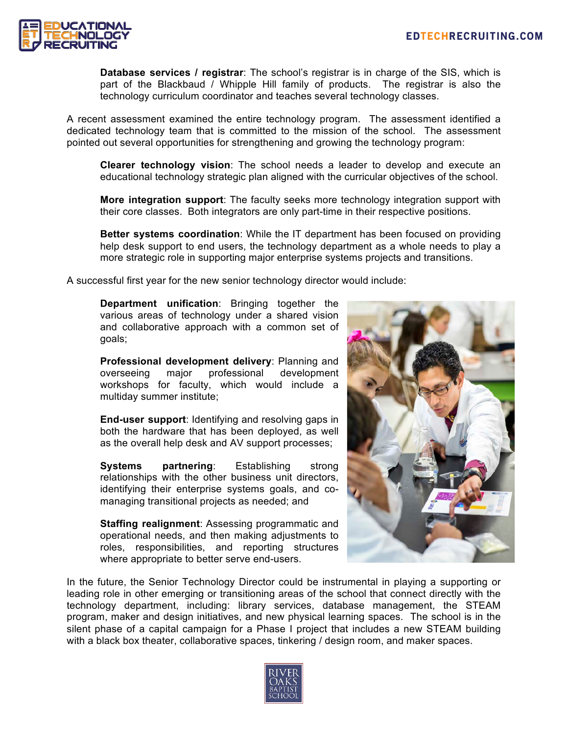**Database services / registrar**: The school's registrar is in charge of the SIS, which is part of the Blackbaud / Whipple Hill family of products. The registrar is also the technology curriculum coordinator and teaches several technology classes.

A recent assessment examined the entire technology program. The assessment identified a dedicated technology team that is committed to the mission of the school. The assessment pointed out several opportunities for strengthening and growing the technology program:

**Clearer technology vision**: The school needs a leader to develop and execute an educational technology strategic plan aligned with the curricular objectives of the school.

**More integration support**: The faculty seeks more technology integration support with their core classes. Both integrators are only part-time in their respective positions.

**Better systems coordination**: While the IT department has been focused on providing help desk support to end users, the technology department as a whole needs to play a more strategic role in supporting major enterprise systems projects and transitions.

A successful first year for the new senior technology director would include:

**Department unification**: Bringing together the various areas of technology under a shared vision and collaborative approach with a common set of goals;

**Professional development delivery**: Planning and overseeing major professional development workshops for faculty, which would include a multiday summer institute;

**End-user support**: Identifying and resolving gaps in both the hardware that has been deployed, as well as the overall help desk and AV support processes;

**Systems partnering**: Establishing strong relationships with the other business unit directors, identifying their enterprise systems goals, and co-managing transitional projects as needed; and

**Staffing realignment**: Assessing programmatic and operational needs, and then making adjustments to roles, responsibilities, and reporting structures where appropriate to better serve end-users.

In the future, the Senior Technology Director could be instrumental in playing a supporting or leading role in other emerging or transitioning areas of the school that connect directly with the technology department, including: library services, database management, the STEAM program, maker and design initiatives, and new physical learning spaces. The school is in the silent phase of a capital campaign for a Phase I project that includes a new STEAM building with a black box theater, collaborative spaces, tinkering / design room, and maker spaces.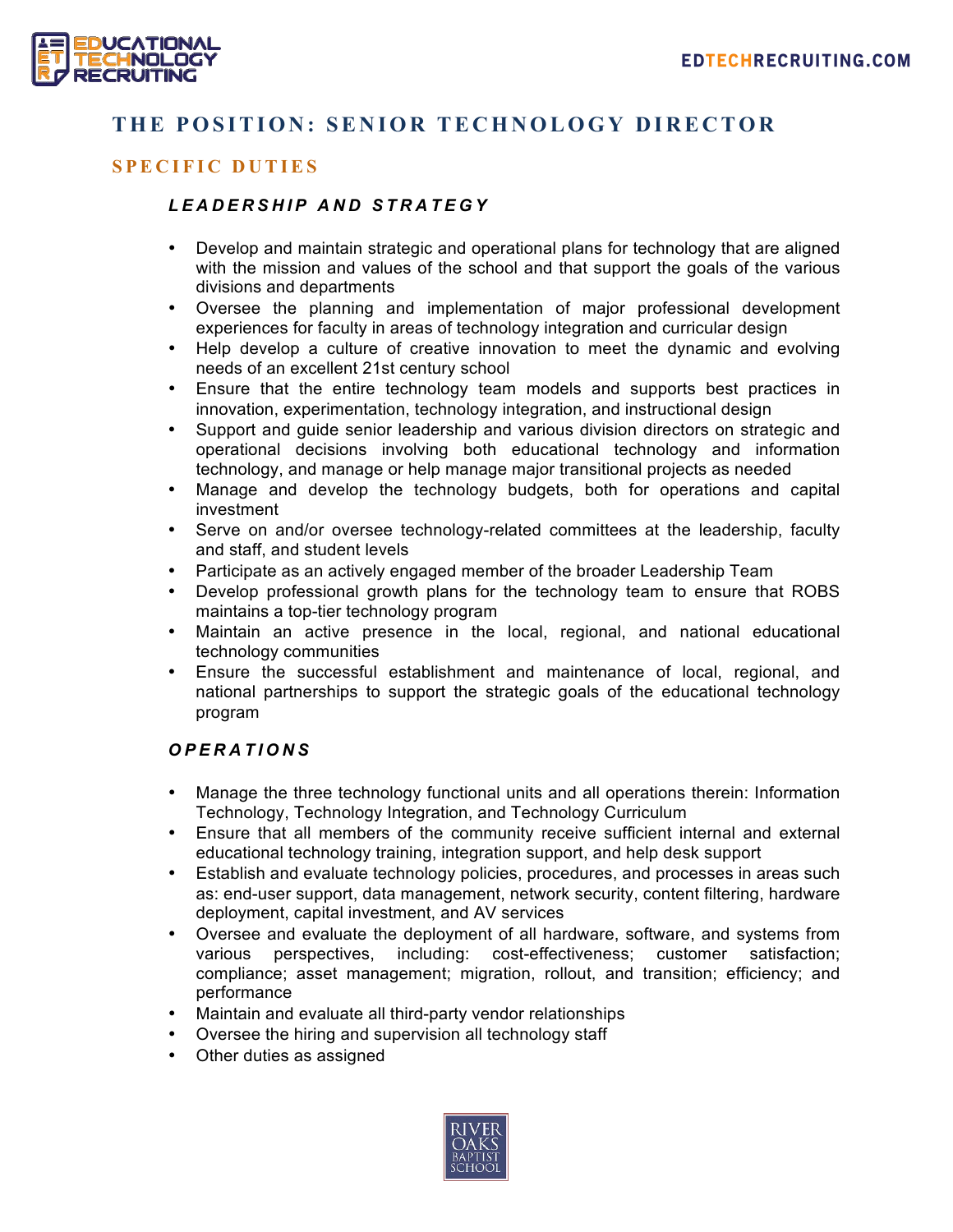# THE POSITION: SENIOR TECHNOLOGY DIRECTOR

## SPECIFIC DUTIES

### *LEADERSHIP AND STRATEGY*

- Develop and maintain strategic and operational plans for technology that are aligned with the mission and values of the school and that support the goals of the various divisions and departments
- Oversee the planning and implementation of major professional development experiences for faculty in areas of technology integration and curricular design
- Help develop a culture of creative innovation to meet the dynamic and evolving needs of an excellent 21st century school
- Ensure that the entire technology team models and supports best practices in innovation, experimentation, technology integration, and instructional design
- Support and guide senior leadership and various division directors on strategic and operational decisions involving both educational technology and information technology, and manage or help manage major transitional projects as needed
- Manage and develop the technology budgets, both for operations and capital investment
- Serve on and/or oversee technology-related committees at the leadership, faculty and staff, and student levels
- Participate as an actively engaged member of the broader Leadership Team
- Develop professional growth plans for the technology team to ensure that ROBS maintains a top-tier technology program
- Maintain an active presence in the local, regional, and national educational technology communities
- Ensure the successful establishment and maintenance of local, regional, and national partnerships to support the strategic goals of the educational technology program

### *OPERATIONS*

- Manage the three technology functional units and all operations therein: Information Technology, Technology Integration, and Technology Curriculum
- Ensure that all members of the community receive sufficient internal and external educational technology training, integration support, and help desk support
- Establish and evaluate technology policies, procedures, and processes in areas such as: end-user support, data management, network security, content filtering, hardware deployment, capital investment, and AV services
- Oversee and evaluate the deployment of all hardware, software, and systems from various perspectives, including: cost-effectiveness; customer satisfaction; compliance; asset management; migration, rollout, and transition; efficiency; and performance
- Maintain and evaluate all third-party vendor relationships
- Oversee the hiring and supervision all technology staff
- Other duties as assigned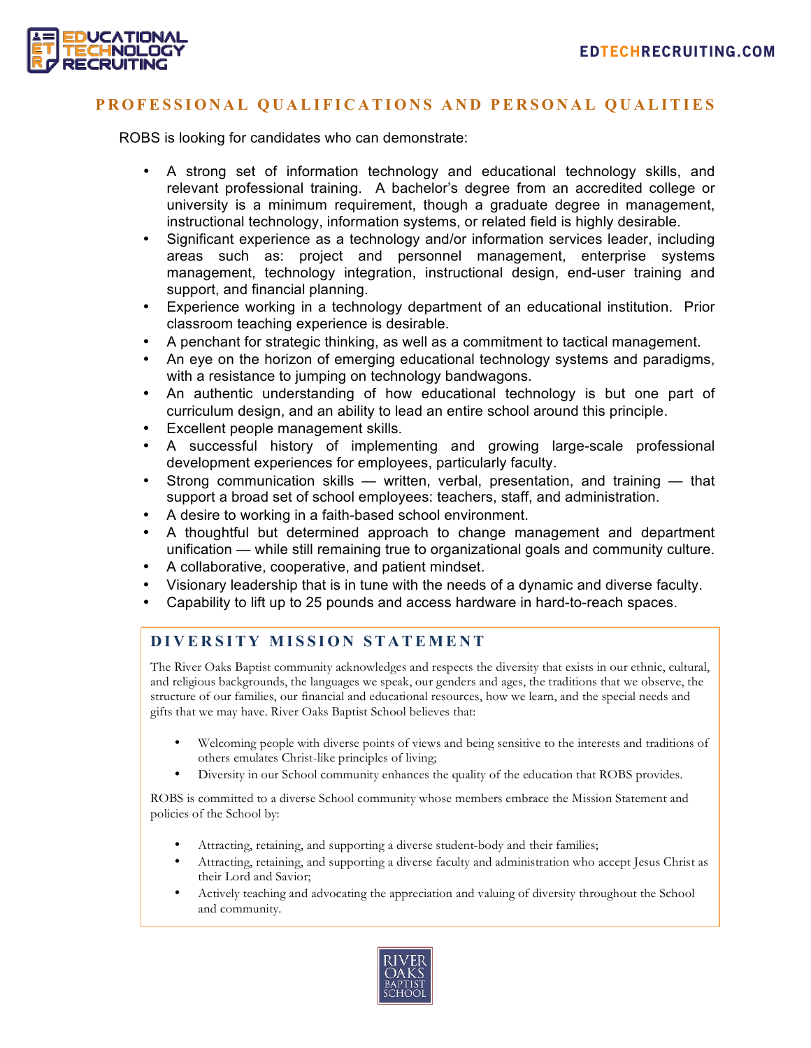## PROFESSIONAL QUALIFICATIONS AND PERSONAL QUALITIES

ROBS is looking for candidates who can demonstrate:

- A strong set of information technology and educational technology skills, and relevant professional training. A bachelor's degree from an accredited college or university is a minimum requirement, though a graduate degree in management, instructional technology, information systems, or related field is highly desirable.
- Significant experience as a technology and/or information services leader, including areas such as: project and personnel management, enterprise systems management, technology integration, instructional design, end-user training and support, and financial planning.
- Experience working in a technology department of an educational institution. Prior classroom teaching experience is desirable.
- A penchant for strategic thinking, as well as a commitment to tactical management.
- An eye on the horizon of emerging educational technology systems and paradigms, with a resistance to jumping on technology bandwagons.
- An authentic understanding of how educational technology is but one part of curriculum design, and an ability to lead an entire school around this principle.
- Excellent people management skills.
- A successful history of implementing and growing large-scale professional development experiences for employees, particularly faculty.
- Strong communication skills — written, verbal, presentation, and training — that support a broad set of school employees: teachers, staff, and administration.
- A desire to working in a faith-based school environment.
- A thoughtful but determined approach to change management and department unification — while still remaining true to organizational goals and community culture.
- A collaborative, cooperative, and patient mindset.
- Visionary leadership that is in tune with the needs of a dynamic and diverse faculty.
- Capability to lift up to 25 pounds and access hardware in hard-to-reach spaces.

## DIVERSITY MISSION STATEMENT

The River Oaks Baptist community acknowledges and respects the diversity that exists in our ethnic, cultural, and religious backgrounds, the languages we speak, our genders and ages, the traditions that we observe, the structure of our families, our financial and educational resources, how we learn, and the special needs and gifts that we may have. River Oaks Baptist School believes that:

- Welcoming people with diverse points of views and being sensitive to the interests and traditions of others emulates Christ-like principles of living;
- Diversity in our School community enhances the quality of the education that ROBS provides.

ROBS is committed to a diverse School community whose members embrace the Mission Statement and policies of the School by:

- Attracting, retaining, and supporting a diverse student-body and their families;
- Attracting, retaining, and supporting a diverse faculty and administration who accept Jesus Christ as their Lord and Savior;
- Actively teaching and advocating the appreciation and valuing of diversity throughout the School and community.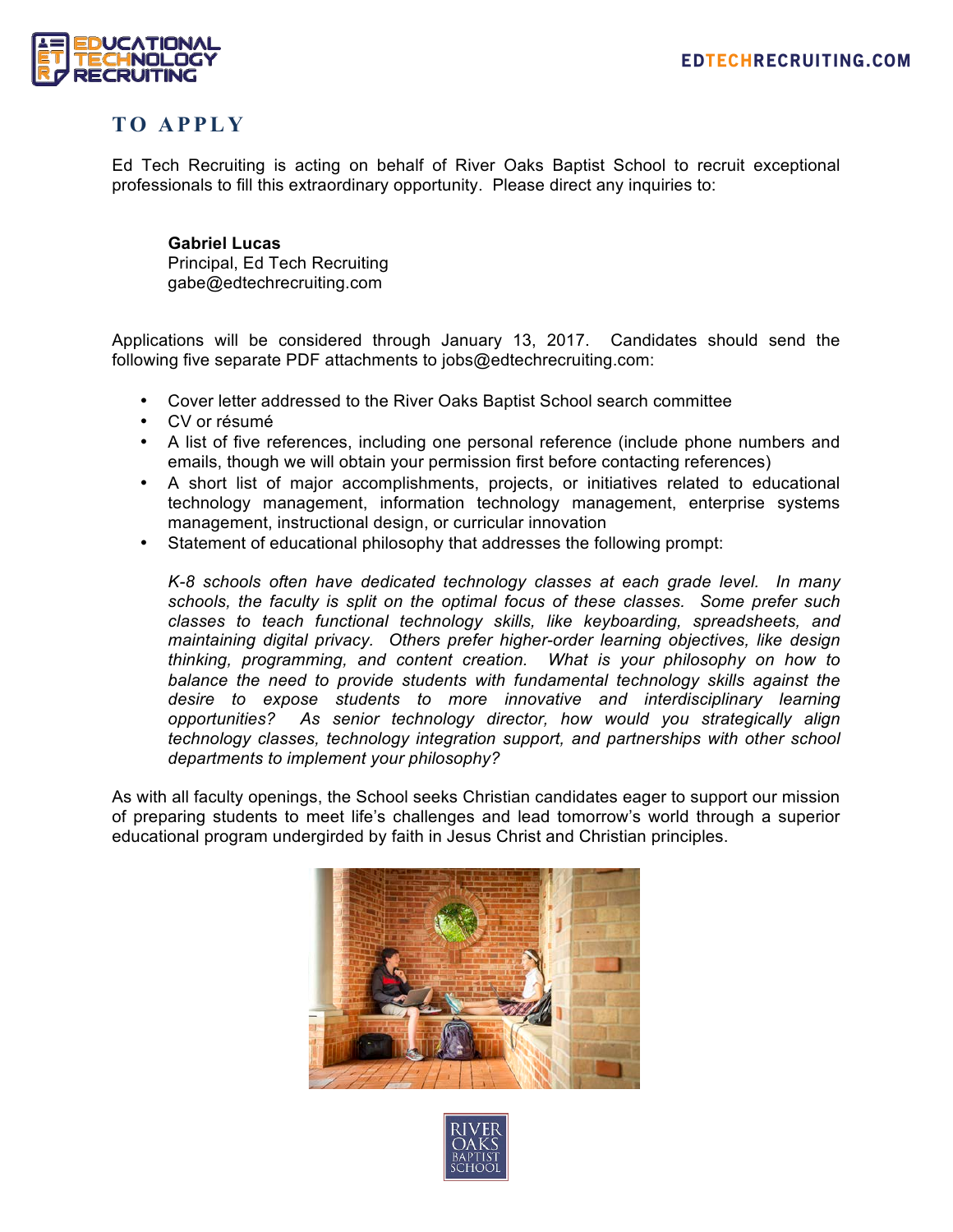# TO APPLY

Ed Tech Recruiting is acting on behalf of River Oaks Baptist School to recruit exceptional professionals to fill this extraordinary opportunity. Please direct any inquiries to:

**Gabriel Lucas**
Principal, Ed Tech Recruiting
gabe@edtechrecruiting.com

Applications will be considered through January 13, 2017. Candidates should send the following five separate PDF attachments to jobs@edtechrecruiting.com:

- Cover letter addressed to the River Oaks Baptist School search committee
- CV or résumé
- A list of five references, including one personal reference (include phone numbers and emails, though we will obtain your permission first before contacting references)
- A short list of major accomplishments, projects, or initiatives related to educational technology management, information technology management, enterprise systems management, instructional design, or curricular innovation
- Statement of educational philosophy that addresses the following prompt:

  *K-8 schools often have dedicated technology classes at each grade level. In many schools, the faculty is split on the optimal focus of these classes. Some prefer such classes to teach functional technology skills, like keyboarding, spreadsheets, and maintaining digital privacy. Others prefer higher-order learning objectives, like design thinking, programming, and content creation. What is your philosophy on how to balance the need to provide students with fundamental technology skills against the desire to expose students to more innovative and interdisciplinary learning opportunities? As senior technology director, how would you strategically align technology classes, technology integration support, and partnerships with other school departments to implement your philosophy?*

As with all faculty openings, the School seeks Christian candidates eager to support our mission of preparing students to meet life's challenges and lead tomorrow's world through a superior educational program undergirded by faith in Jesus Christ and Christian principles.